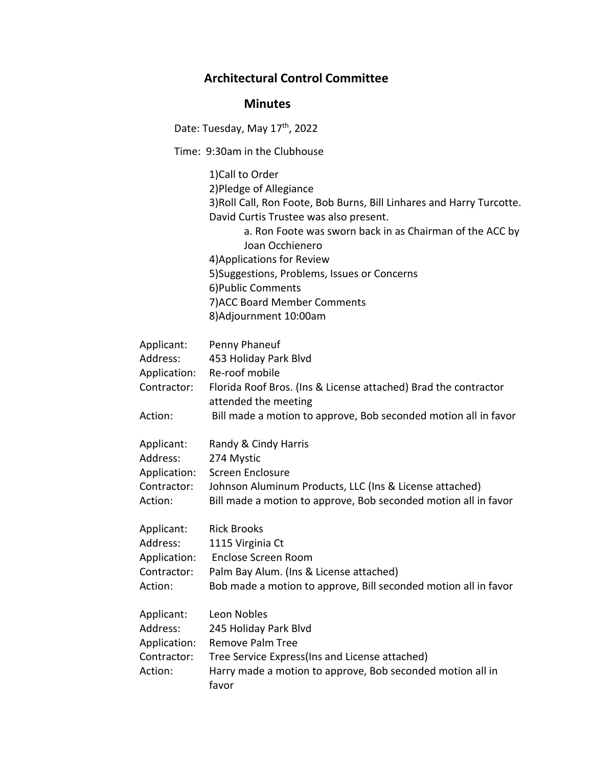# Architectural Control Committee

## Minutes

Date: Tuesday, May 17th, 2022

Time: 9:30am in the Clubhouse

1)Call to Order
2)Pledge of Allegiance
3)Roll Call, Ron Foote, Bob Burns, Bill Linhares and Harry Turcotte. David Curtis Trustee was also present.
 a. Ron Foote was sworn back in as Chairman of the ACC by Joan Occhienero
4)Applications for Review
5)Suggestions, Problems, Issues or Concerns
6)Public Comments
7)ACC Board Member Comments
8)Adjournment 10:00am

Applicant: Penny Phaneuf
Address: 453 Holiday Park Blvd
Application: Re-roof mobile
Contractor: Florida Roof Bros. (Ins & License attached) Brad the contractor attended the meeting
Action: Bill made a motion to approve, Bob seconded motion all in favor

Applicant: Randy & Cindy Harris
Address: 274 Mystic
Application: Screen Enclosure
Contractor: Johnson Aluminum Products, LLC (Ins & License attached)
Action: Bill made a motion to approve, Bob seconded motion all in favor

Applicant: Rick Brooks
Address: 1115 Virginia Ct
Application: Enclose Screen Room
Contractor: Palm Bay Alum. (Ins & License attached)
Action: Bob made a motion to approve, Bill seconded motion all in favor

Applicant: Leon Nobles
Address: 245 Holiday Park Blvd
Application: Remove Palm Tree
Contractor: Tree Service Express(Ins and License attached)
Action: Harry made a motion to approve, Bob seconded motion all in favor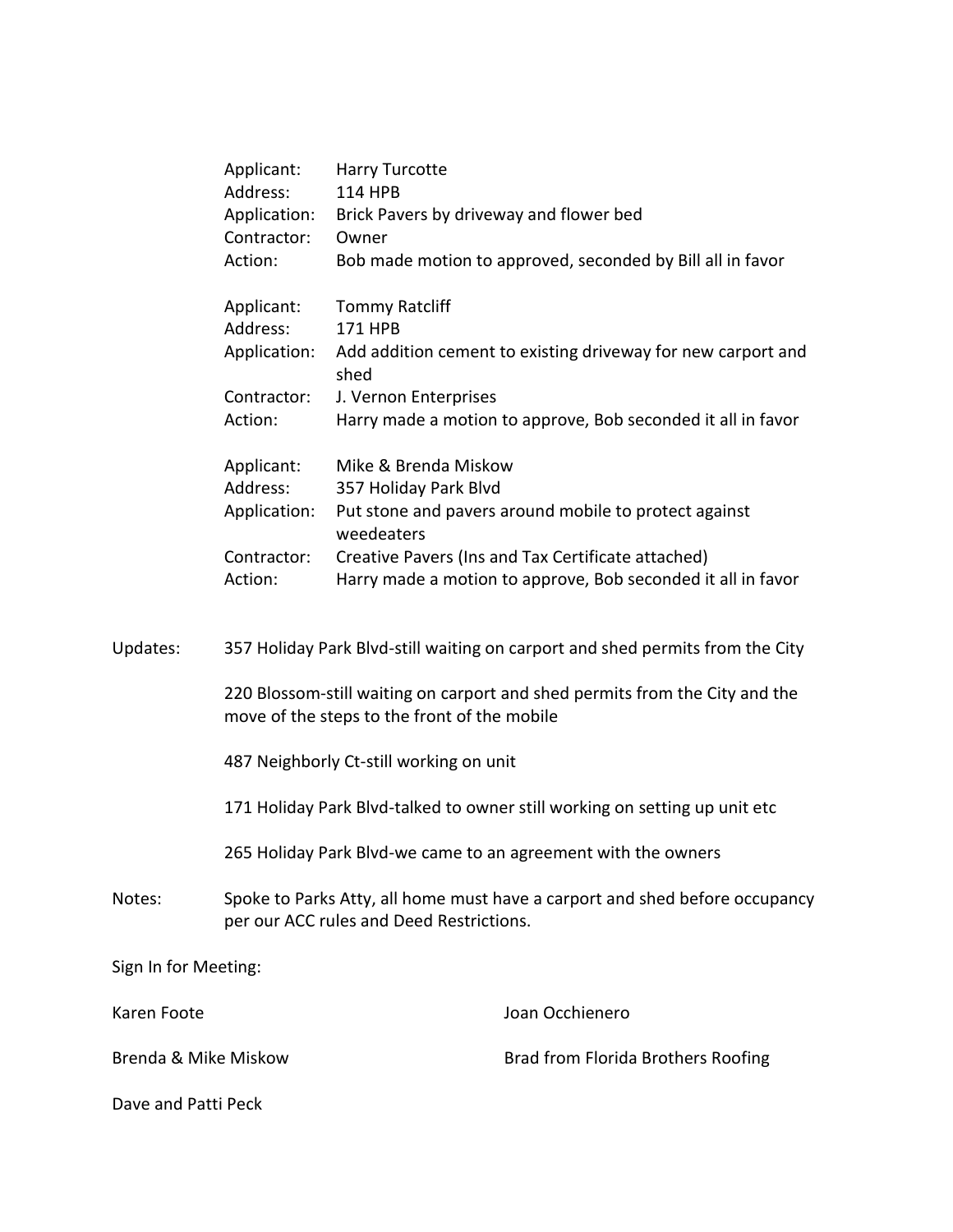| | |
|---|---|
| Applicant: | Harry Turcotte |
| Address: | 114 HPB |
| Application: | Brick Pavers by driveway and flower bed |
| Contractor: | Owner |
| Action: | Bob made motion to approved, seconded by Bill all in favor |

| | |
|---|---|
| Applicant: | Tommy Ratcliff |
| Address: | 171 HPB |
| Application: | Add addition cement to existing driveway for new carport and shed |
| Contractor: | J. Vernon Enterprises |
| Action: | Harry made a motion to approve, Bob seconded it all in favor |

| | |
|---|---|
| Applicant: | Mike & Brenda Miskow |
| Address: | 357 Holiday Park Blvd |
| Application: | Put stone and pavers around mobile to protect against weedeaters |
| Contractor: | Creative Pavers (Ins and Tax Certificate attached) |
| Action: | Harry made a motion to approve, Bob seconded it all in favor |

Updates:

357 Holiday Park Blvd-still waiting on carport and shed permits from the City

220 Blossom-still waiting on carport and shed permits from the City and the move of the steps to the front of the mobile

487 Neighborly Ct-still working on unit

171 Holiday Park Blvd-talked to owner still working on setting up unit etc

265 Holiday Park Blvd-we came to an agreement with the owners

Notes: Spoke to Parks Atty, all home must have a carport and shed before occupancy per our ACC rules and Deed Restrictions.

Sign In for Meeting:

Karen Foote

Joan Occhienero

Brenda & Mike Miskow

Brad from Florida Brothers Roofing

Dave and Patti Peck